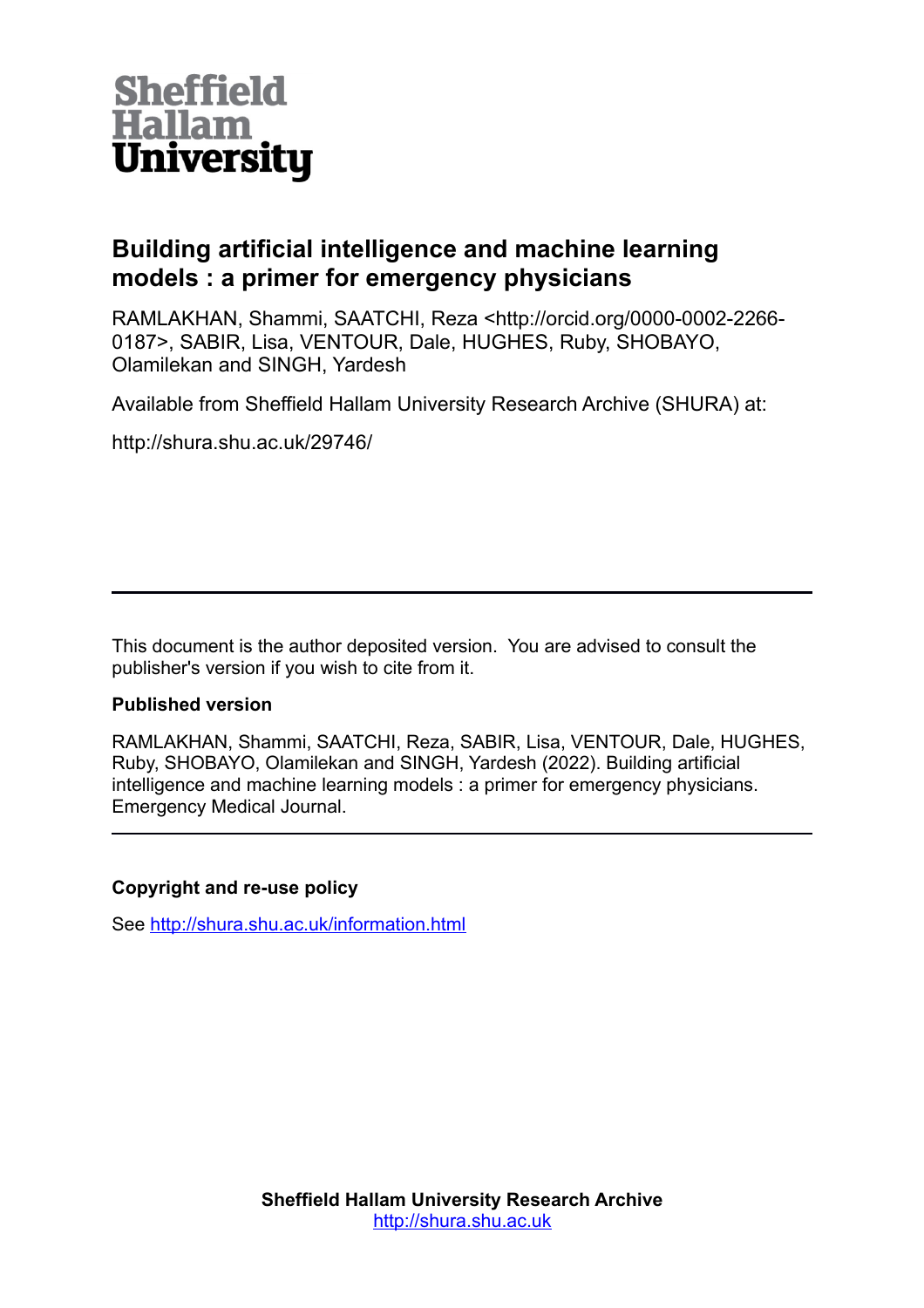Sheffield Hallam University

# Building artificial intelligence and machine learning models : a primer for emergency physicians

RAMLAKHAN, Shammi, SAATCHI, Reza <http://orcid.org/0000-0002-2266-0187>, SABIR, Lisa, VENTOUR, Dale, HUGHES, Ruby, SHOBAYO, Olamilekan and SINGH, Yardesh

Available from Sheffield Hallam University Research Archive (SHURA) at:

http://shura.shu.ac.uk/29746/

---

This document is the author deposited version. You are advised to consult the publisher's version if you wish to cite from it.

**Published version**

RAMLAKHAN, Shammi, SAATCHI, Reza, SABIR, Lisa, VENTOUR, Dale, HUGHES, Ruby, SHOBAYO, Olamilekan and SINGH, Yardesh (2022). Building artificial intelligence and machine learning models : a primer for emergency physicians. Emergency Medical Journal.

---

**Copyright and re-use policy**

See http://shura.shu.ac.uk/information.html

**Sheffield Hallam University Research Archive**
http://shura.shu.ac.uk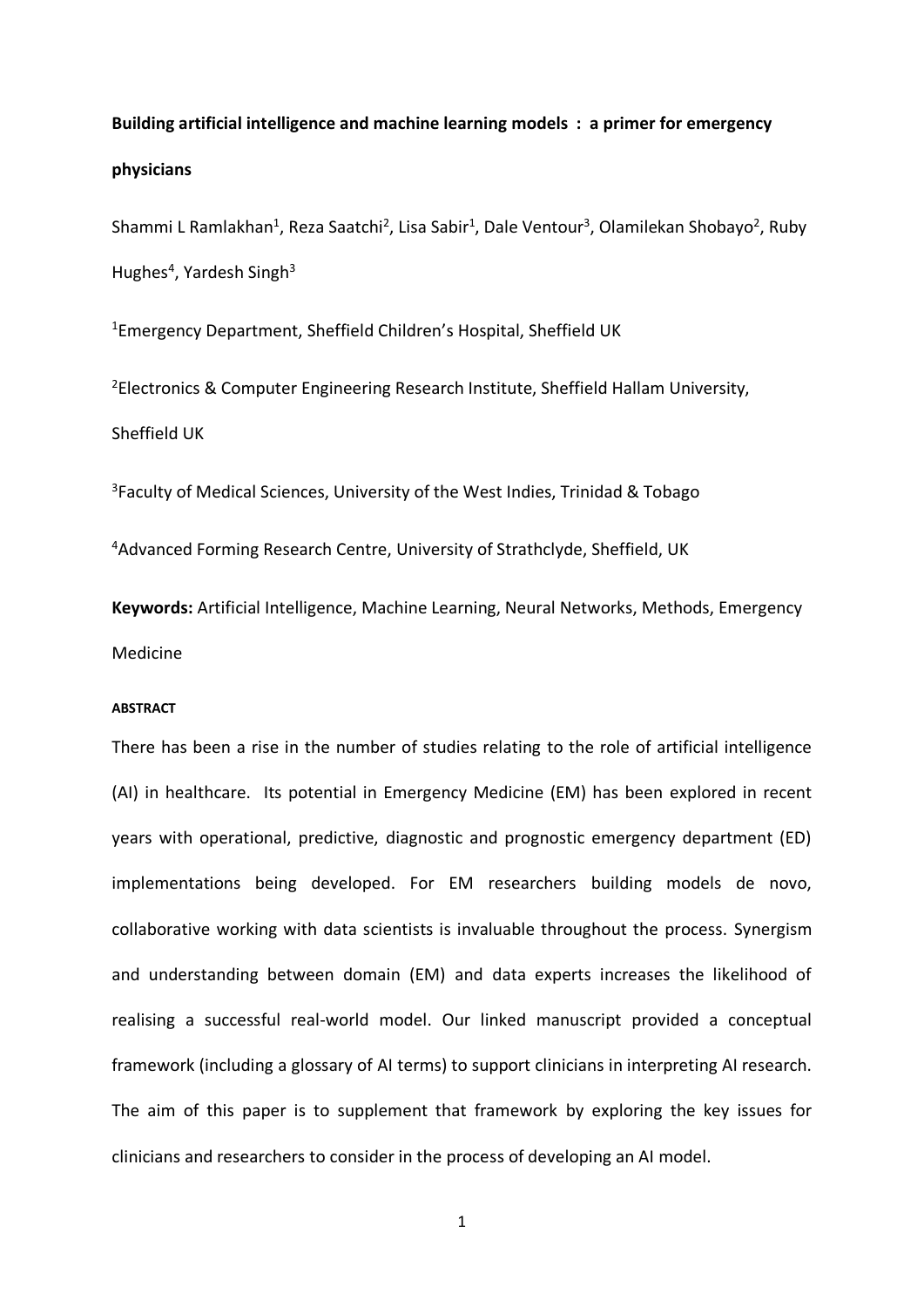**Building artificial intelligence and machine learning models : a primer for emergency physicians**

Shammi L Ramlakhan[1], Reza Saatchi[2], Lisa Sabir[1], Dale Ventour[3], Olamilekan Shobayo[2], Ruby Hughes[4], Yardesh Singh[3]

[1]Emergency Department, Sheffield Children's Hospital, Sheffield UK

[2]Electronics & Computer Engineering Research Institute, Sheffield Hallam University, Sheffield UK

[3]Faculty of Medical Sciences, University of the West Indies, Trinidad & Tobago

[4]Advanced Forming Research Centre, University of Strathclyde, Sheffield, UK

**Keywords:** Artificial Intelligence, Machine Learning, Neural Networks, Methods, Emergency Medicine

###### ABSTRACT

There has been a rise in the number of studies relating to the role of artificial intelligence (AI) in healthcare. Its potential in Emergency Medicine (EM) has been explored in recent years with operational, predictive, diagnostic and prognostic emergency department (ED) implementations being developed. For EM researchers building models de novo, collaborative working with data scientists is invaluable throughout the process. Synergism and understanding between domain (EM) and data experts increases the likelihood of realising a successful real-world model. Our linked manuscript provided a conceptual framework (including a glossary of AI terms) to support clinicians in interpreting AI research. The aim of this paper is to supplement that framework by exploring the key issues for clinicians and researchers to consider in the process of developing an AI model.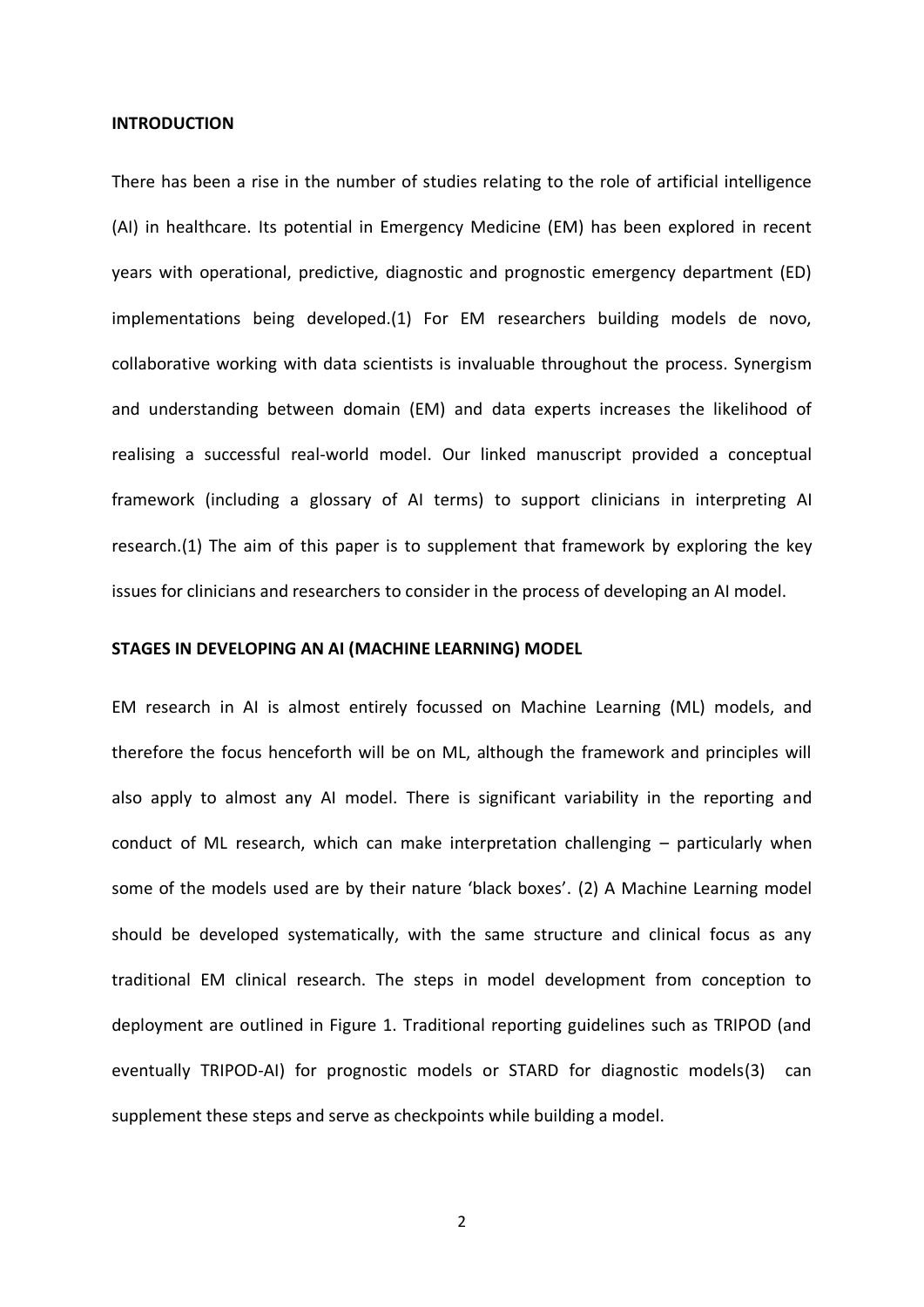## INTRODUCTION

There has been a rise in the number of studies relating to the role of artificial intelligence (AI) in healthcare. Its potential in Emergency Medicine (EM) has been explored in recent years with operational, predictive, diagnostic and prognostic emergency department (ED) implementations being developed.(1) For EM researchers building models de novo, collaborative working with data scientists is invaluable throughout the process. Synergism and understanding between domain (EM) and data experts increases the likelihood of realising a successful real-world model. Our linked manuscript provided a conceptual framework (including a glossary of AI terms) to support clinicians in interpreting AI research.(1) The aim of this paper is to supplement that framework by exploring the key issues for clinicians and researchers to consider in the process of developing an AI model.

## STAGES IN DEVELOPING AN AI (MACHINE LEARNING) MODEL

EM research in AI is almost entirely focussed on Machine Learning (ML) models, and therefore the focus henceforth will be on ML, although the framework and principles will also apply to almost any AI model. There is significant variability in the reporting and conduct of ML research, which can make interpretation challenging – particularly when some of the models used are by their nature 'black boxes'. (2) A Machine Learning model should be developed systematically, with the same structure and clinical focus as any traditional EM clinical research. The steps in model development from conception to deployment are outlined in Figure 1. Traditional reporting guidelines such as TRIPOD (and eventually TRIPOD-AI) for prognostic models or STARD for diagnostic models(3) can supplement these steps and serve as checkpoints while building a model.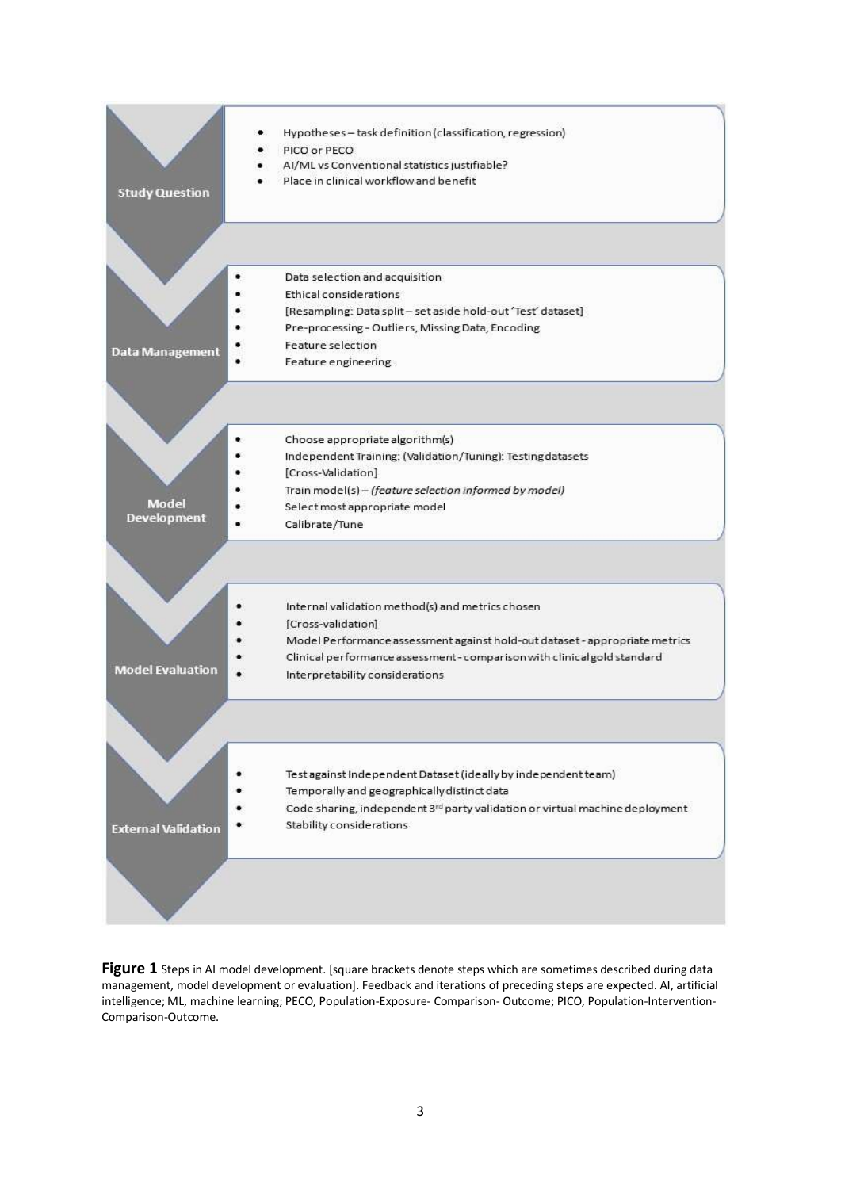**Study Question**

- Hypotheses – task definition (classification, regression)
- PICO or PECO
- AI/ML vs Conventional statistics justifiable?
- Place in clinical workflow and benefit

**Data Management**

- Data selection and acquisition
- Ethical considerations
- [Resampling: Data split – set aside hold-out 'Test' dataset]
- Pre-processing - Outliers, Missing Data, Encoding
- Feature selection
- Feature engineering

**Model Development**

- Choose appropriate algorithm(s)
- Independent Training: (Validation/Tuning): Testing datasets
- [Cross-Validation]
- Train model(s) – *(feature selection informed by model)*
- Select most appropriate model
- Calibrate/Tune

**Model Evaluation**

- Internal validation method(s) and metrics chosen
- [Cross-validation]
- Model Performance assessment against hold-out dataset - appropriate metrics
- Clinical performance assessment - comparison with clinical gold standard
- Interpretability considerations

**External Validation**

- Test against Independent Dataset (ideally by independent team)
- Temporally and geographically distinct data
- Code sharing, independent 3rd party validation or virtual machine deployment
- Stability considerations

**Figure 1** Steps in AI model development. [square brackets denote steps which are sometimes described during data management, model development or evaluation]. Feedback and iterations of preceding steps are expected. AI, artificial intelligence; ML, machine learning; PECO, Population-Exposure- Comparison- Outcome; PICO, Population-Intervention-Comparison-Outcome.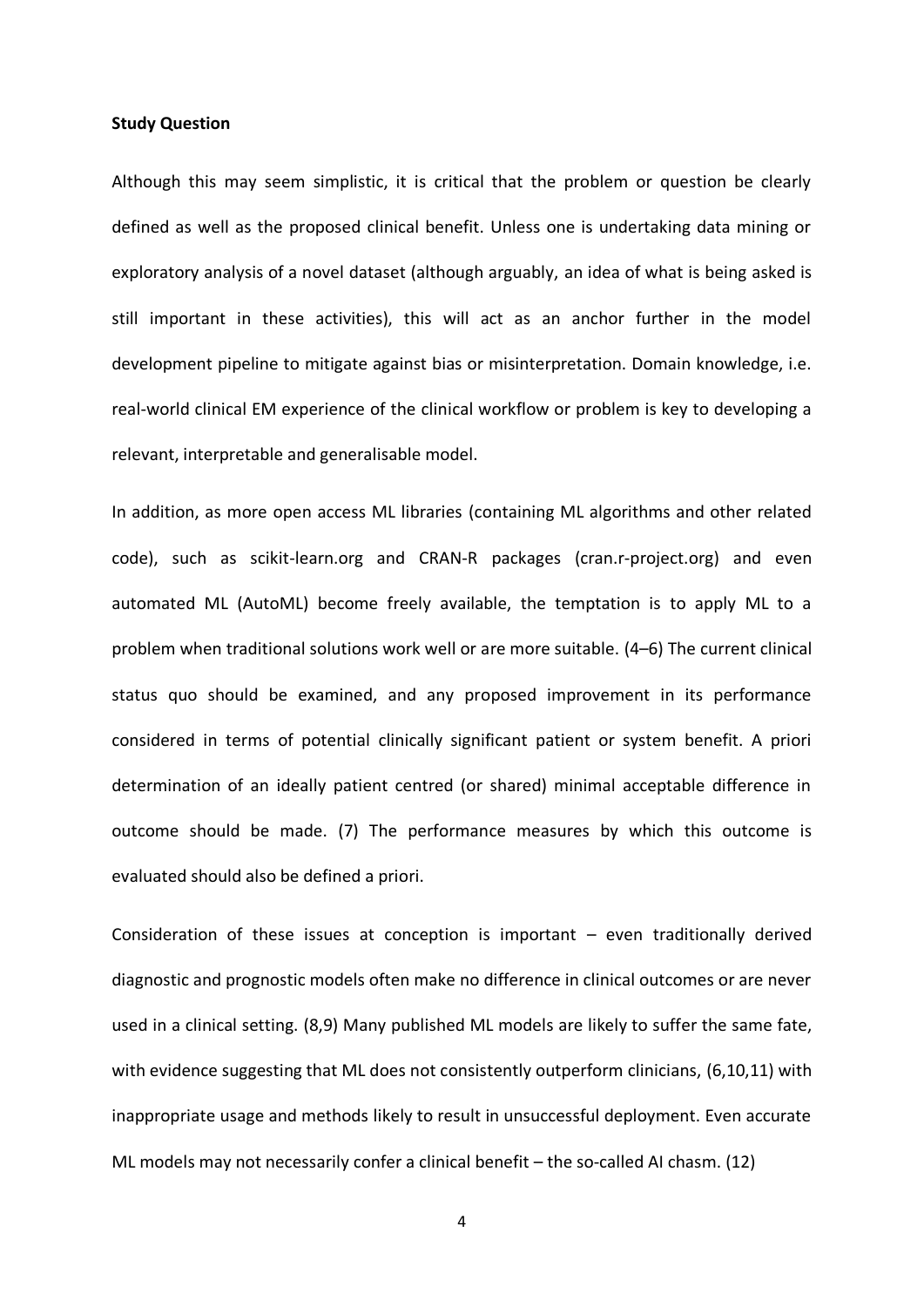**Study Question**

Although this may seem simplistic, it is critical that the problem or question be clearly defined as well as the proposed clinical benefit. Unless one is undertaking data mining or exploratory analysis of a novel dataset (although arguably, an idea of what is being asked is still important in these activities), this will act as an anchor further in the model development pipeline to mitigate against bias or misinterpretation. Domain knowledge, i.e. real-world clinical EM experience of the clinical workflow or problem is key to developing a relevant, interpretable and generalisable model.

In addition, as more open access ML libraries (containing ML algorithms and other related code), such as scikit-learn.org and CRAN-R packages (cran.r-project.org) and even automated ML (AutoML) become freely available, the temptation is to apply ML to a problem when traditional solutions work well or are more suitable. (4–6) The current clinical status quo should be examined, and any proposed improvement in its performance considered in terms of potential clinically significant patient or system benefit. A priori determination of an ideally patient centred (or shared) minimal acceptable difference in outcome should be made. (7) The performance measures by which this outcome is evaluated should also be defined a priori.

Consideration of these issues at conception is important – even traditionally derived diagnostic and prognostic models often make no difference in clinical outcomes or are never used in a clinical setting. (8,9) Many published ML models are likely to suffer the same fate, with evidence suggesting that ML does not consistently outperform clinicians, (6,10,11) with inappropriate usage and methods likely to result in unsuccessful deployment. Even accurate ML models may not necessarily confer a clinical benefit – the so-called AI chasm. (12)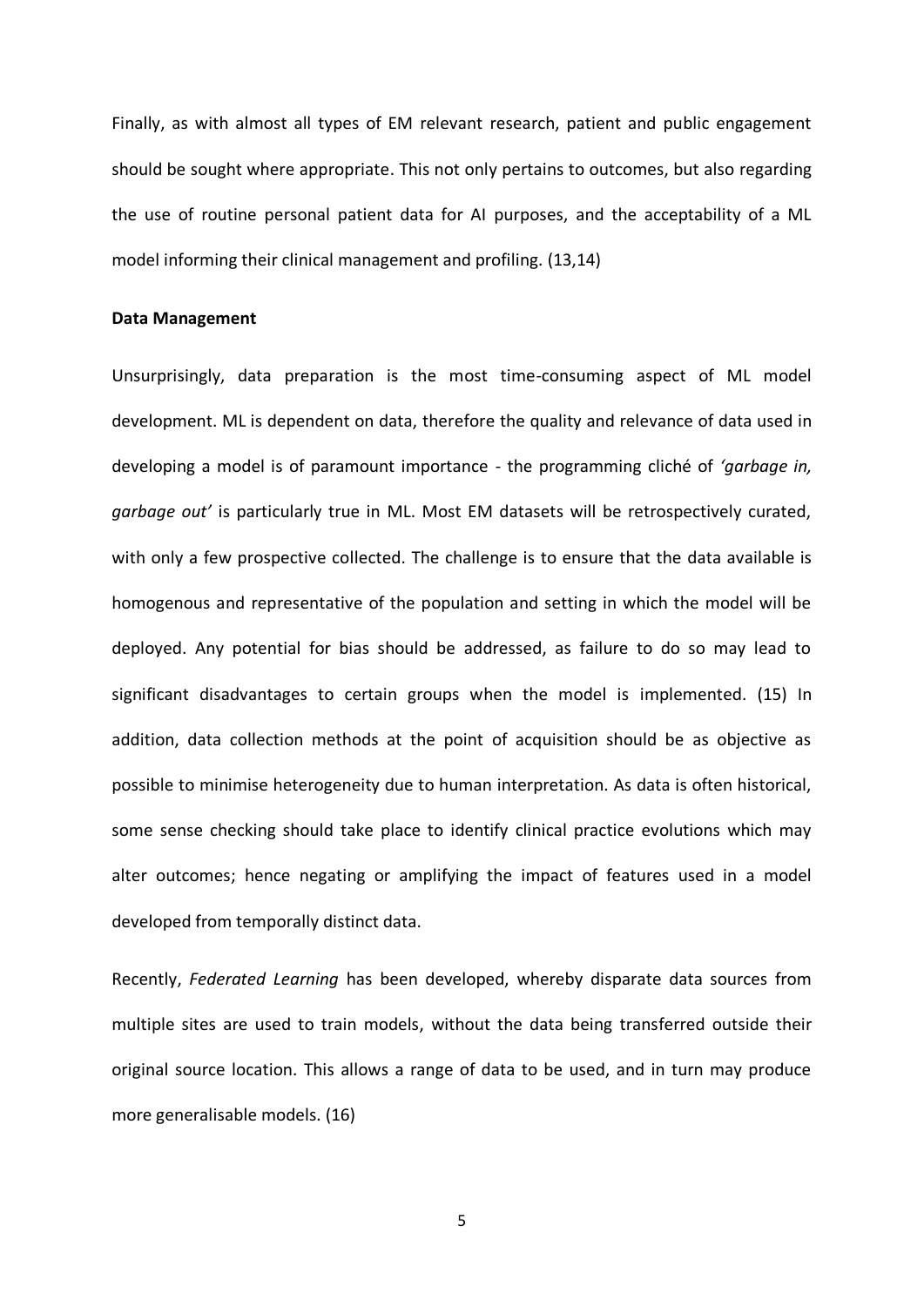Finally, as with almost all types of EM relevant research, patient and public engagement should be sought where appropriate. This not only pertains to outcomes, but also regarding the use of routine personal patient data for AI purposes, and the acceptability of a ML model informing their clinical management and profiling. (13,14)

**Data Management**

Unsurprisingly, data preparation is the most time-consuming aspect of ML model development. ML is dependent on data, therefore the quality and relevance of data used in developing a model is of paramount importance - the programming cliché of *'garbage in, garbage out'* is particularly true in ML. Most EM datasets will be retrospectively curated, with only a few prospective collected. The challenge is to ensure that the data available is homogenous and representative of the population and setting in which the model will be deployed. Any potential for bias should be addressed, as failure to do so may lead to significant disadvantages to certain groups when the model is implemented. (15) In addition, data collection methods at the point of acquisition should be as objective as possible to minimise heterogeneity due to human interpretation. As data is often historical, some sense checking should take place to identify clinical practice evolutions which may alter outcomes; hence negating or amplifying the impact of features used in a model developed from temporally distinct data.

Recently, *Federated Learning* has been developed, whereby disparate data sources from multiple sites are used to train models, without the data being transferred outside their original source location. This allows a range of data to be used, and in turn may produce more generalisable models. (16)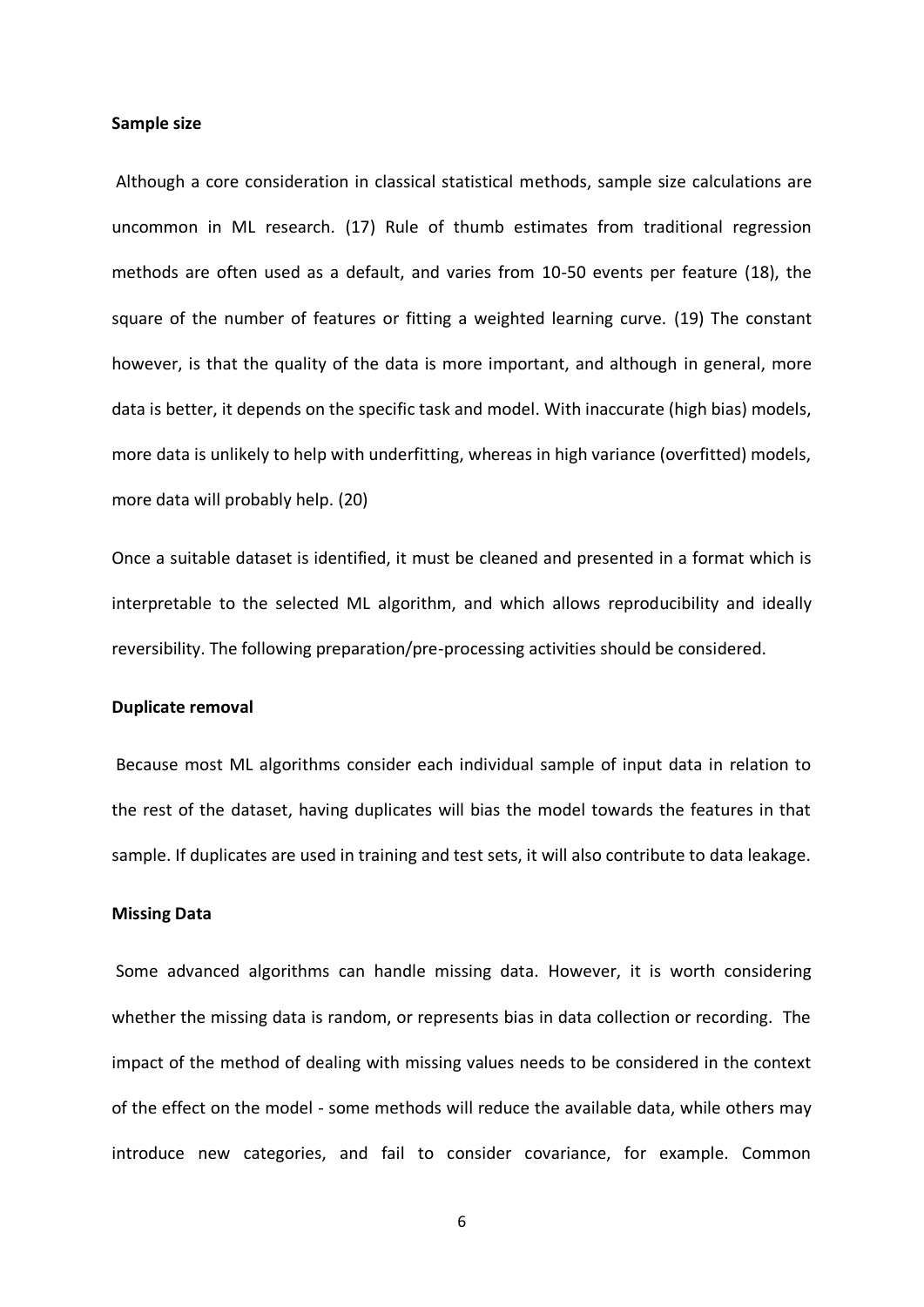**Sample size**

Although a core consideration in classical statistical methods, sample size calculations are uncommon in ML research. (17) Rule of thumb estimates from traditional regression methods are often used as a default, and varies from 10-50 events per feature (18), the square of the number of features or fitting a weighted learning curve. (19) The constant however, is that the quality of the data is more important, and although in general, more data is better, it depends on the specific task and model. With inaccurate (high bias) models, more data is unlikely to help with underfitting, whereas in high variance (overfitted) models, more data will probably help. (20)

Once a suitable dataset is identified, it must be cleaned and presented in a format which is interpretable to the selected ML algorithm, and which allows reproducibility and ideally reversibility. The following preparation/pre-processing activities should be considered.

**Duplicate removal**

Because most ML algorithms consider each individual sample of input data in relation to the rest of the dataset, having duplicates will bias the model towards the features in that sample. If duplicates are used in training and test sets, it will also contribute to data leakage.

**Missing Data**

Some advanced algorithms can handle missing data. However, it is worth considering whether the missing data is random, or represents bias in data collection or recording. The impact of the method of dealing with missing values needs to be considered in the context of the effect on the model - some methods will reduce the available data, while others may introduce new categories, and fail to consider covariance, for example. Common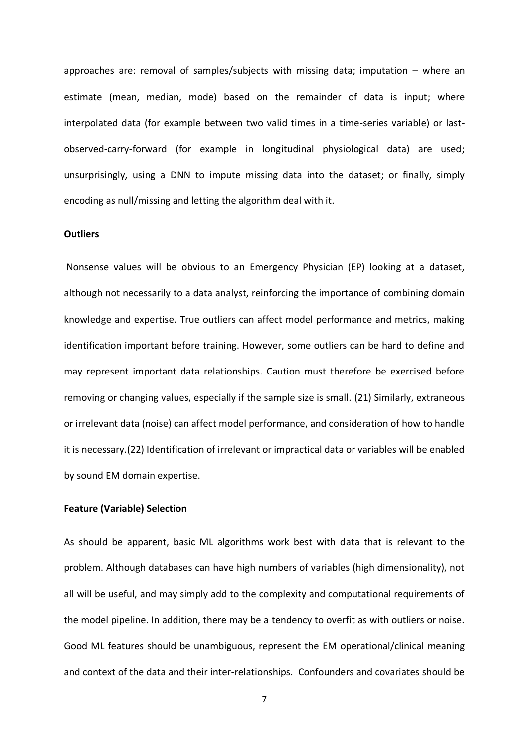approaches are: removal of samples/subjects with missing data; imputation – where an estimate (mean, median, mode) based on the remainder of data is input; where interpolated data (for example between two valid times in a time-series variable) or last-observed-carry-forward (for example in longitudinal physiological data) are used; unsurprisingly, using a DNN to impute missing data into the dataset; or finally, simply encoding as null/missing and letting the algorithm deal with it.

**Outliers**

Nonsense values will be obvious to an Emergency Physician (EP) looking at a dataset, although not necessarily to a data analyst, reinforcing the importance of combining domain knowledge and expertise. True outliers can affect model performance and metrics, making identification important before training. However, some outliers can be hard to define and may represent important data relationships. Caution must therefore be exercised before removing or changing values, especially if the sample size is small. (21) Similarly, extraneous or irrelevant data (noise) can affect model performance, and consideration of how to handle it is necessary.(22) Identification of irrelevant or impractical data or variables will be enabled by sound EM domain expertise.

**Feature (Variable) Selection**

As should be apparent, basic ML algorithms work best with data that is relevant to the problem. Although databases can have high numbers of variables (high dimensionality), not all will be useful, and may simply add to the complexity and computational requirements of the model pipeline. In addition, there may be a tendency to overfit as with outliers or noise. Good ML features should be unambiguous, represent the EM operational/clinical meaning and context of the data and their inter-relationships. Confounders and covariates should be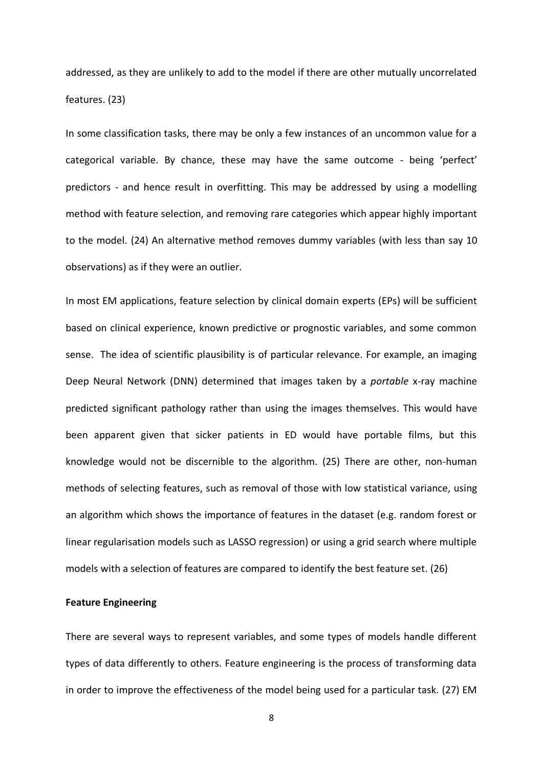addressed, as they are unlikely to add to the model if there are other mutually uncorrelated features. (23)

In some classification tasks, there may be only a few instances of an uncommon value for a categorical variable. By chance, these may have the same outcome - being 'perfect' predictors - and hence result in overfitting. This may be addressed by using a modelling method with feature selection, and removing rare categories which appear highly important to the model. (24) An alternative method removes dummy variables (with less than say 10 observations) as if they were an outlier.

In most EM applications, feature selection by clinical domain experts (EPs) will be sufficient based on clinical experience, known predictive or prognostic variables, and some common sense. The idea of scientific plausibility is of particular relevance. For example, an imaging Deep Neural Network (DNN) determined that images taken by a *portable* x-ray machine predicted significant pathology rather than using the images themselves. This would have been apparent given that sicker patients in ED would have portable films, but this knowledge would not be discernible to the algorithm. (25) There are other, non-human methods of selecting features, such as removal of those with low statistical variance, using an algorithm which shows the importance of features in the dataset (e.g. random forest or linear regularisation models such as LASSO regression) or using a grid search where multiple models with a selection of features are compared to identify the best feature set. (26)

**Feature Engineering**

There are several ways to represent variables, and some types of models handle different types of data differently to others. Feature engineering is the process of transforming data in order to improve the effectiveness of the model being used for a particular task. (27) EM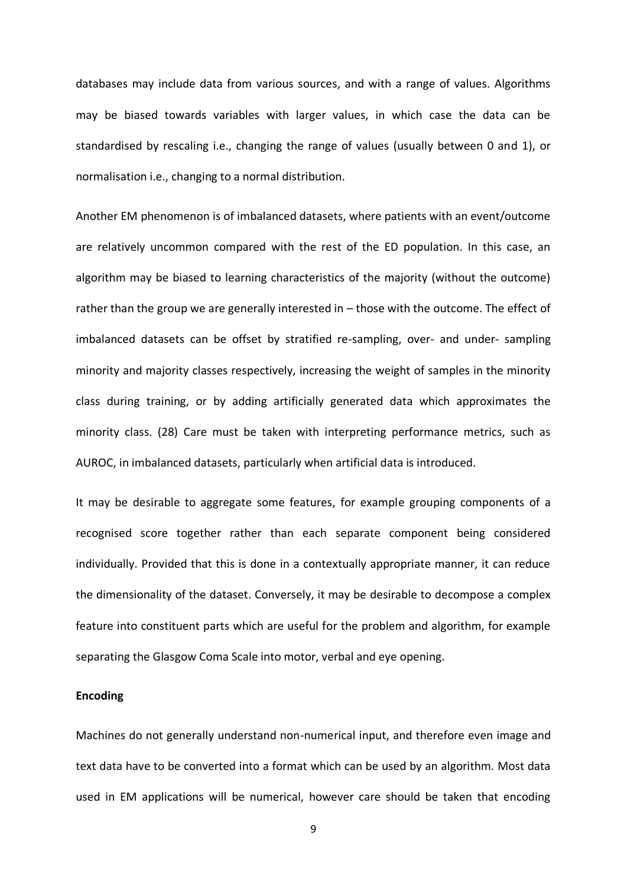databases may include data from various sources, and with a range of values. Algorithms may be biased towards variables with larger values, in which case the data can be standardised by rescaling i.e., changing the range of values (usually between 0 and 1), or normalisation i.e., changing to a normal distribution.

Another EM phenomenon is of imbalanced datasets, where patients with an event/outcome are relatively uncommon compared with the rest of the ED population. In this case, an algorithm may be biased to learning characteristics of the majority (without the outcome) rather than the group we are generally interested in – those with the outcome. The effect of imbalanced datasets can be offset by stratified re-sampling, over- and under- sampling minority and majority classes respectively, increasing the weight of samples in the minority class during training, or by adding artificially generated data which approximates the minority class. (28) Care must be taken with interpreting performance metrics, such as AUROC, in imbalanced datasets, particularly when artificial data is introduced.

It may be desirable to aggregate some features, for example grouping components of a recognised score together rather than each separate component being considered individually. Provided that this is done in a contextually appropriate manner, it can reduce the dimensionality of the dataset. Conversely, it may be desirable to decompose a complex feature into constituent parts which are useful for the problem and algorithm, for example separating the Glasgow Coma Scale into motor, verbal and eye opening.

**Encoding**

Machines do not generally understand non-numerical input, and therefore even image and text data have to be converted into a format which can be used by an algorithm. Most data used in EM applications will be numerical, however care should be taken that encoding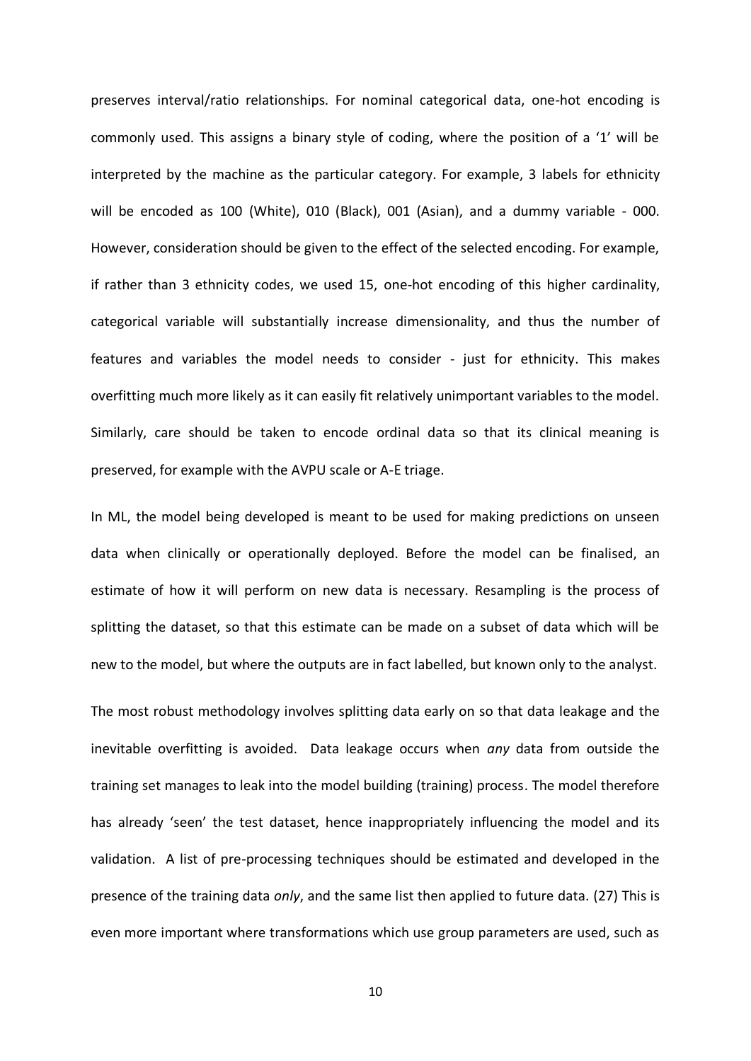preserves interval/ratio relationships. For nominal categorical data, one-hot encoding is commonly used. This assigns a binary style of coding, where the position of a '1' will be interpreted by the machine as the particular category. For example, 3 labels for ethnicity will be encoded as 100 (White), 010 (Black), 001 (Asian), and a dummy variable - 000. However, consideration should be given to the effect of the selected encoding. For example, if rather than 3 ethnicity codes, we used 15, one-hot encoding of this higher cardinality, categorical variable will substantially increase dimensionality, and thus the number of features and variables the model needs to consider - just for ethnicity. This makes overfitting much more likely as it can easily fit relatively unimportant variables to the model. Similarly, care should be taken to encode ordinal data so that its clinical meaning is preserved, for example with the AVPU scale or A-E triage.

In ML, the model being developed is meant to be used for making predictions on unseen data when clinically or operationally deployed. Before the model can be finalised, an estimate of how it will perform on new data is necessary. Resampling is the process of splitting the dataset, so that this estimate can be made on a subset of data which will be new to the model, but where the outputs are in fact labelled, but known only to the analyst.

The most robust methodology involves splitting data early on so that data leakage and the inevitable overfitting is avoided. Data leakage occurs when *any* data from outside the training set manages to leak into the model building (training) process. The model therefore has already 'seen' the test dataset, hence inappropriately influencing the model and its validation. A list of pre-processing techniques should be estimated and developed in the presence of the training data *only*, and the same list then applied to future data. (27) This is even more important where transformations which use group parameters are used, such as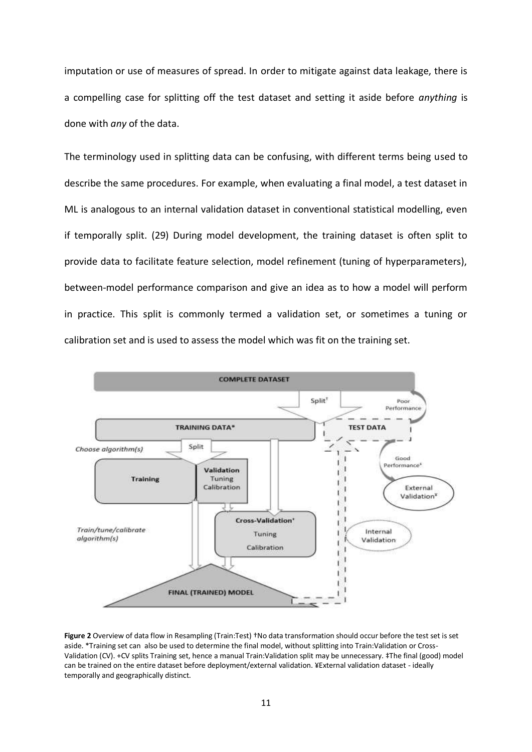imputation or use of measures of spread. In order to mitigate against data leakage, there is a compelling case for splitting off the test dataset and setting it aside before *anything* is done with *any* of the data.

The terminology used in splitting data can be confusing, with different terms being used to describe the same procedures. For example, when evaluating a final model, a test dataset in ML is analogous to an internal validation dataset in conventional statistical modelling, even if temporally split. (29) During model development, the training dataset is often split to provide data to facilitate feature selection, model refinement (tuning of hyperparameters), between-model performance comparison and give an idea as to how a model will perform in practice. This split is commonly termed a validation set, or sometimes a tuning or calibration set and is used to assess the model which was fit on the training set.

**Figure 2** Overview of data flow in Resampling (Train:Test) †No data transformation should occur before the test set is set aside. *Training set can also be used to determine the final model, without splitting into Train:Validation or Cross-Validation (CV). +CV splits Training set, hence a manual Train:Validation split may be unnecessary. ‡The final (good) model can be trained on the entire dataset before deployment/external validation. ¥External validation dataset - ideally temporally and geographically distinct.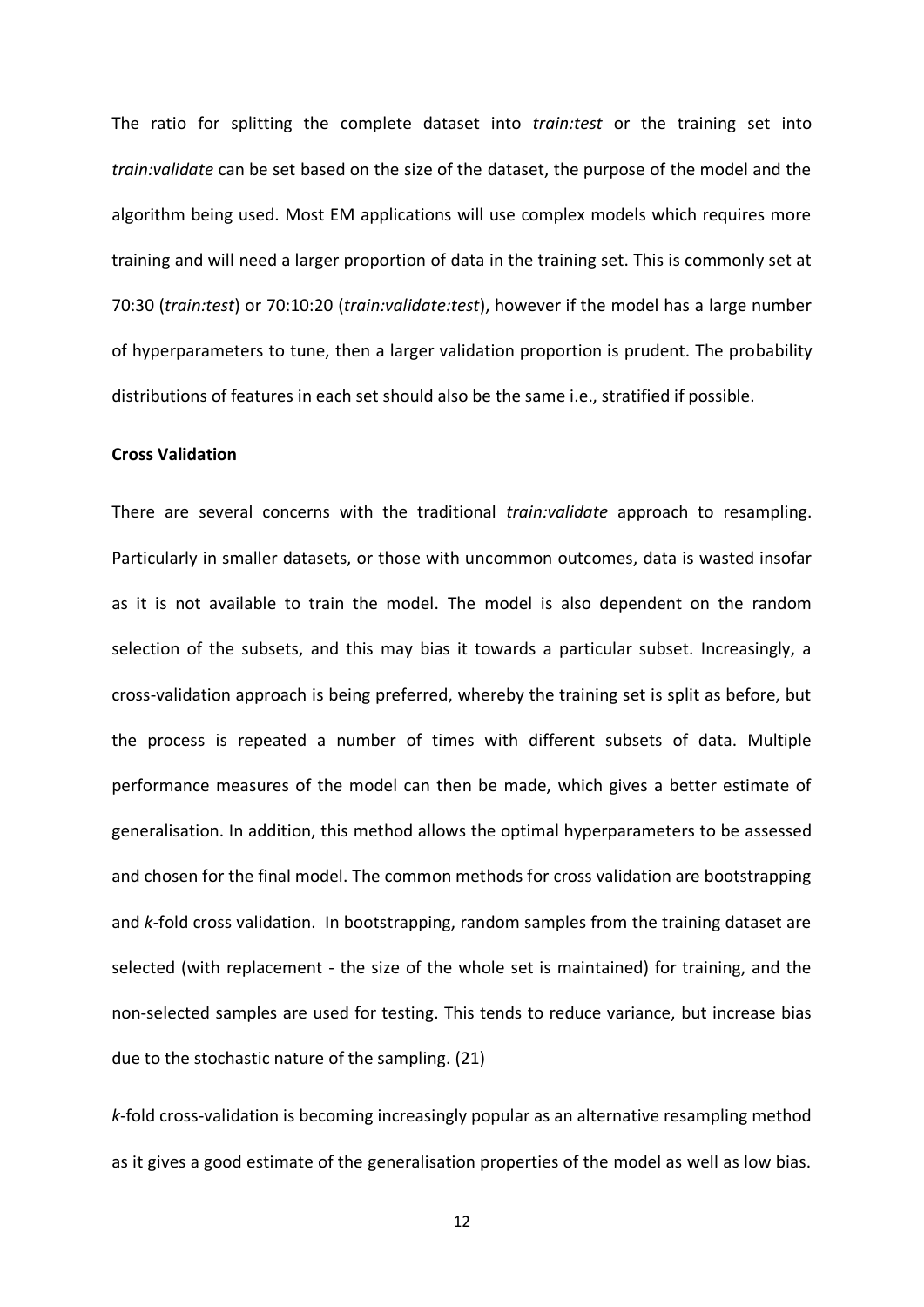The ratio for splitting the complete dataset into *train:test* or the training set into *train:validate* can be set based on the size of the dataset, the purpose of the model and the algorithm being used. Most EM applications will use complex models which requires more training and will need a larger proportion of data in the training set. This is commonly set at 70:30 (*train:test*) or 70:10:20 (*train:validate:test*), however if the model has a large number of hyperparameters to tune, then a larger validation proportion is prudent. The probability distributions of features in each set should also be the same i.e., stratified if possible.

**Cross Validation**

There are several concerns with the traditional *train:validate* approach to resampling. Particularly in smaller datasets, or those with uncommon outcomes, data is wasted insofar as it is not available to train the model. The model is also dependent on the random selection of the subsets, and this may bias it towards a particular subset. Increasingly, a cross-validation approach is being preferred, whereby the training set is split as before, but the process is repeated a number of times with different subsets of data. Multiple performance measures of the model can then be made, which gives a better estimate of generalisation. In addition, this method allows the optimal hyperparameters to be assessed and chosen for the final model. The common methods for cross validation are bootstrapping and *k*-fold cross validation. In bootstrapping, random samples from the training dataset are selected (with replacement - the size of the whole set is maintained) for training, and the non-selected samples are used for testing. This tends to reduce variance, but increase bias due to the stochastic nature of the sampling. (21)

*k*-fold cross-validation is becoming increasingly popular as an alternative resampling method as it gives a good estimate of the generalisation properties of the model as well as low bias.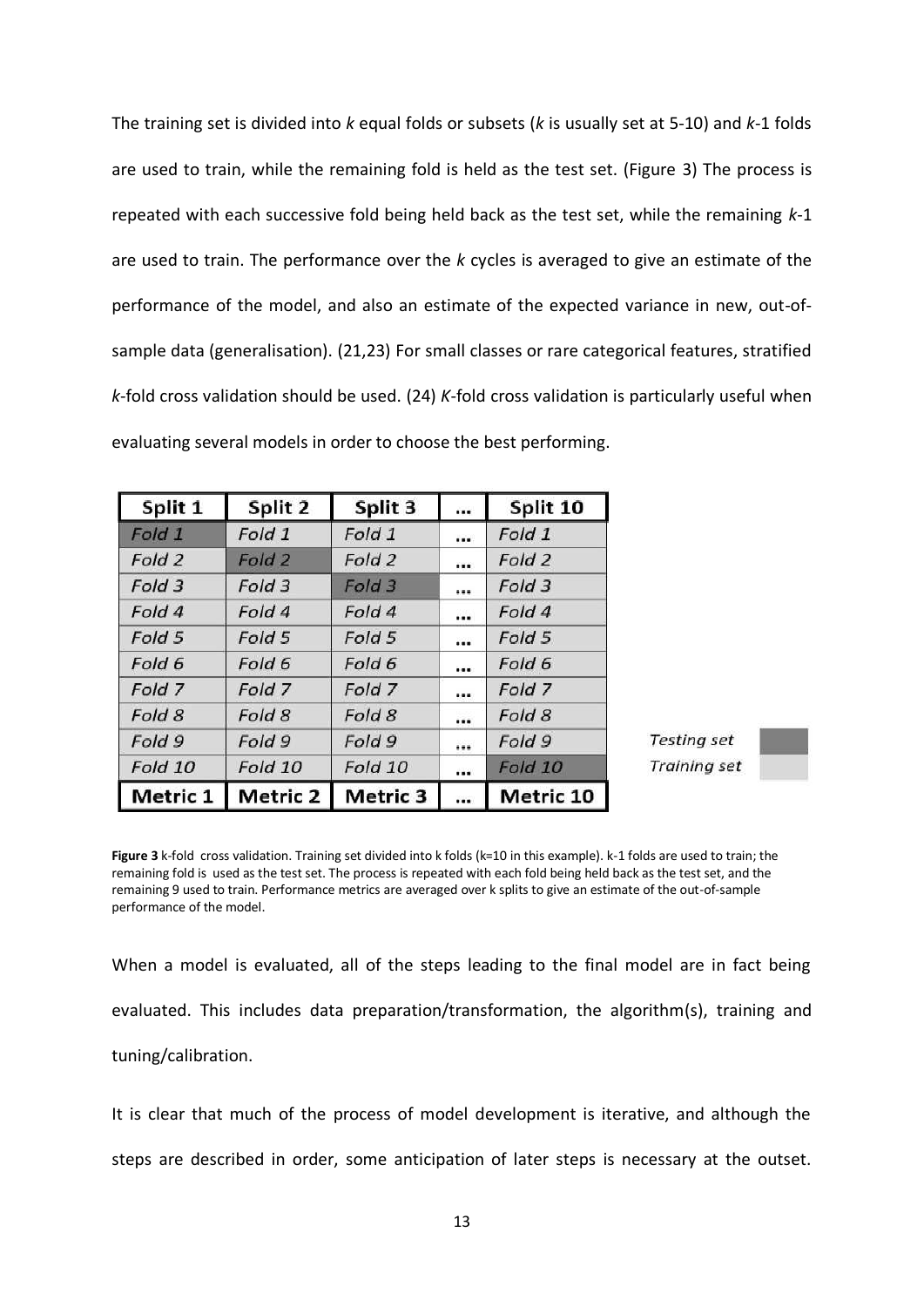The training set is divided into *k* equal folds or subsets (*k* is usually set at 5-10) and *k*-1 folds are used to train, while the remaining fold is held as the test set. (Figure 3) The process is repeated with each successive fold being held back as the test set, while the remaining *k*-1 are used to train. The performance over the *k* cycles is averaged to give an estimate of the performance of the model, and also an estimate of the expected variance in new, out-of-sample data (generalisation). (21,23) For small classes or rare categorical features, stratified *k*-fold cross validation should be used. (24) *K*-fold cross validation is particularly useful when evaluating several models in order to choose the best performing.

| Split 1 | Split 2 | Split 3 | ... | Split 10 |
|---|---|---|---|---|
| Fold 1 | Fold 1 | Fold 1 | ... | Fold 1 |
| Fold 2 | Fold 2 | Fold 2 | ... | Fold 2 |
| Fold 3 | Fold 3 | Fold 3 | ... | Fold 3 |
| Fold 4 | Fold 4 | Fold 4 | ... | Fold 4 |
| Fold 5 | Fold 5 | Fold 5 | ... | Fold 5 |
| Fold 6 | Fold 6 | Fold 6 | ... | Fold 6 |
| Fold 7 | Fold 7 | Fold 7 | ... | Fold 7 |
| Fold 8 | Fold 8 | Fold 8 | ... | Fold 8 |
| Fold 9 | Fold 9 | Fold 9 | ... | Fold 9 |
| Fold 10 | Fold 10 | Fold 10 | ... | Fold 10 |
| **Metric 1** | **Metric 2** | **Metric 3** | ... | **Metric 10** |

*Testing set* (dark: Fold 1 in Split 1, Fold 2 in Split 2, Fold 3 in Split 3, Fold 10 in Split 10)
*Training set* (light: all other folds)

**Figure 3** k-fold cross validation. Training set divided into k folds (k=10 in this example). k-1 folds are used to train; the remaining fold is used as the test set. The process is repeated with each fold being held back as the test set, and the remaining 9 used to train. Performance metrics are averaged over k splits to give an estimate of the out-of-sample performance of the model.

When a model is evaluated, all of the steps leading to the final model are in fact being evaluated. This includes data preparation/transformation, the algorithm(s), training and tuning/calibration.

It is clear that much of the process of model development is iterative, and although the steps are described in order, some anticipation of later steps is necessary at the outset.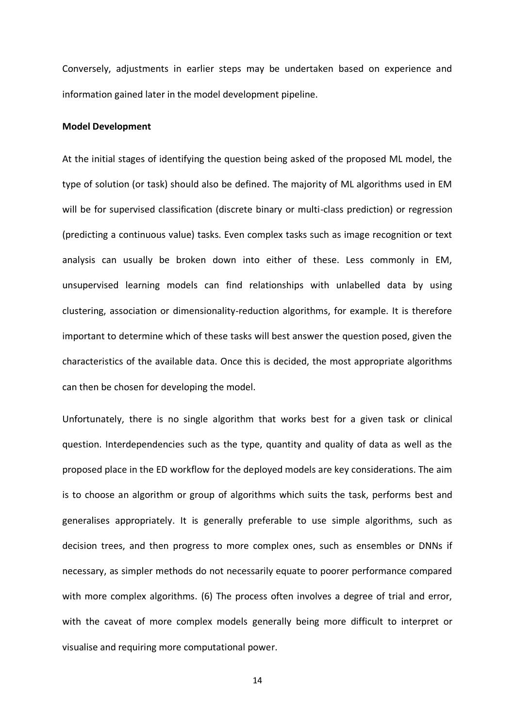Conversely, adjustments in earlier steps may be undertaken based on experience and information gained later in the model development pipeline.

**Model Development**

At the initial stages of identifying the question being asked of the proposed ML model, the type of solution (or task) should also be defined. The majority of ML algorithms used in EM will be for supervised classification (discrete binary or multi-class prediction) or regression (predicting a continuous value) tasks. Even complex tasks such as image recognition or text analysis can usually be broken down into either of these. Less commonly in EM, unsupervised learning models can find relationships with unlabelled data by using clustering, association or dimensionality-reduction algorithms, for example. It is therefore important to determine which of these tasks will best answer the question posed, given the characteristics of the available data. Once this is decided, the most appropriate algorithms can then be chosen for developing the model.

Unfortunately, there is no single algorithm that works best for a given task or clinical question. Interdependencies such as the type, quantity and quality of data as well as the proposed place in the ED workflow for the deployed models are key considerations. The aim is to choose an algorithm or group of algorithms which suits the task, performs best and generalises appropriately. It is generally preferable to use simple algorithms, such as decision trees, and then progress to more complex ones, such as ensembles or DNNs if necessary, as simpler methods do not necessarily equate to poorer performance compared with more complex algorithms. (6) The process often involves a degree of trial and error, with the caveat of more complex models generally being more difficult to interpret or visualise and requiring more computational power.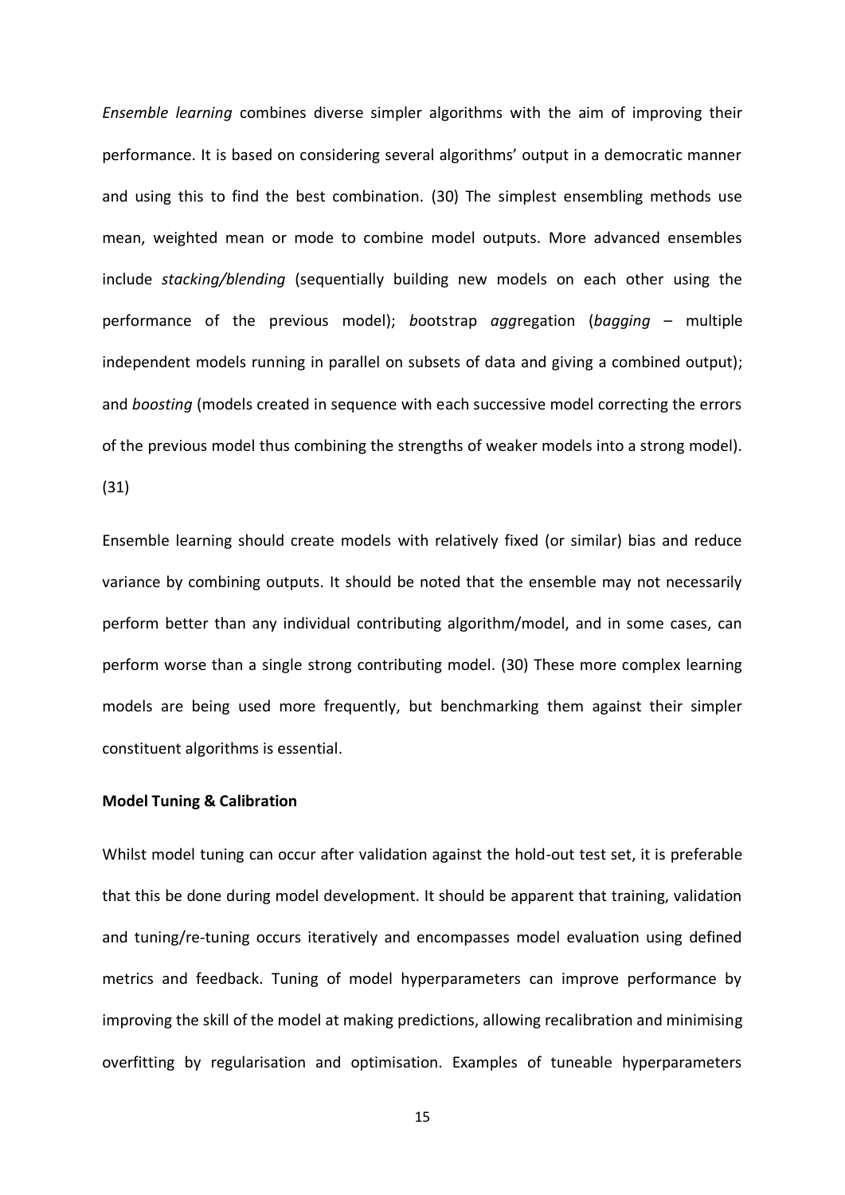*Ensemble learning* combines diverse simpler algorithms with the aim of improving their performance. It is based on considering several algorithms' output in a democratic manner and using this to find the best combination. (30) The simplest ensembling methods use mean, weighted mean or mode to combine model outputs. More advanced ensembles include *stacking/blending* (sequentially building new models on each other using the performance of the previous model); *b*ootstrap *agg*regation (*bagging* – multiple independent models running in parallel on subsets of data and giving a combined output); and *boosting* (models created in sequence with each successive model correcting the errors of the previous model thus combining the strengths of weaker models into a strong model). (31)

Ensemble learning should create models with relatively fixed (or similar) bias and reduce variance by combining outputs. It should be noted that the ensemble may not necessarily perform better than any individual contributing algorithm/model, and in some cases, can perform worse than a single strong contributing model. (30) These more complex learning models are being used more frequently, but benchmarking them against their simpler constituent algorithms is essential.

**Model Tuning & Calibration**

Whilst model tuning can occur after validation against the hold-out test set, it is preferable that this be done during model development. It should be apparent that training, validation and tuning/re-tuning occurs iteratively and encompasses model evaluation using defined metrics and feedback. Tuning of model hyperparameters can improve performance by improving the skill of the model at making predictions, allowing recalibration and minimising overfitting by regularisation and optimisation. Examples of tuneable hyperparameters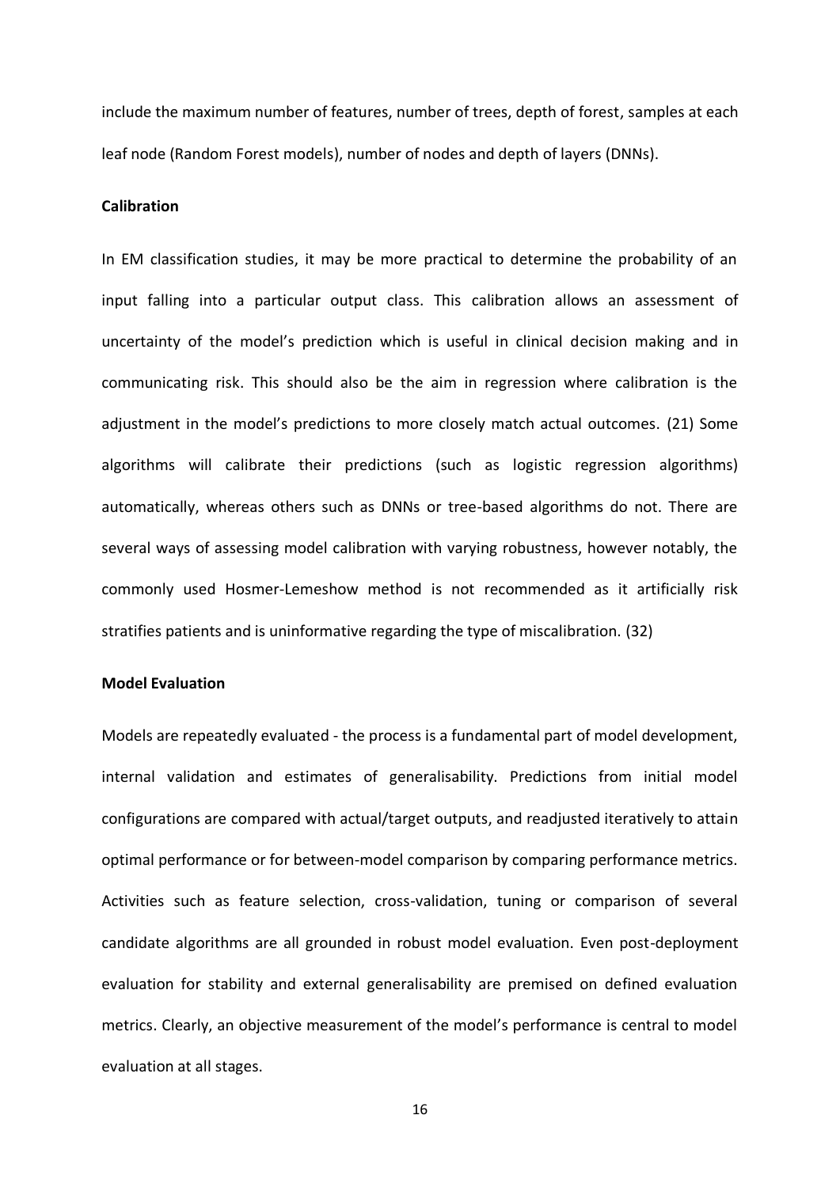include the maximum number of features, number of trees, depth of forest, samples at each leaf node (Random Forest models), number of nodes and depth of layers (DNNs).

**Calibration**

In EM classification studies, it may be more practical to determine the probability of an input falling into a particular output class. This calibration allows an assessment of uncertainty of the model's prediction which is useful in clinical decision making and in communicating risk. This should also be the aim in regression where calibration is the adjustment in the model's predictions to more closely match actual outcomes. (21) Some algorithms will calibrate their predictions (such as logistic regression algorithms) automatically, whereas others such as DNNs or tree-based algorithms do not. There are several ways of assessing model calibration with varying robustness, however notably, the commonly used Hosmer-Lemeshow method is not recommended as it artificially risk stratifies patients and is uninformative regarding the type of miscalibration. (32)

**Model Evaluation**

Models are repeatedly evaluated - the process is a fundamental part of model development, internal validation and estimates of generalisability. Predictions from initial model configurations are compared with actual/target outputs, and readjusted iteratively to attain optimal performance or for between-model comparison by comparing performance metrics. Activities such as feature selection, cross-validation, tuning or comparison of several candidate algorithms are all grounded in robust model evaluation. Even post-deployment evaluation for stability and external generalisability are premised on defined evaluation metrics. Clearly, an objective measurement of the model's performance is central to model evaluation at all stages.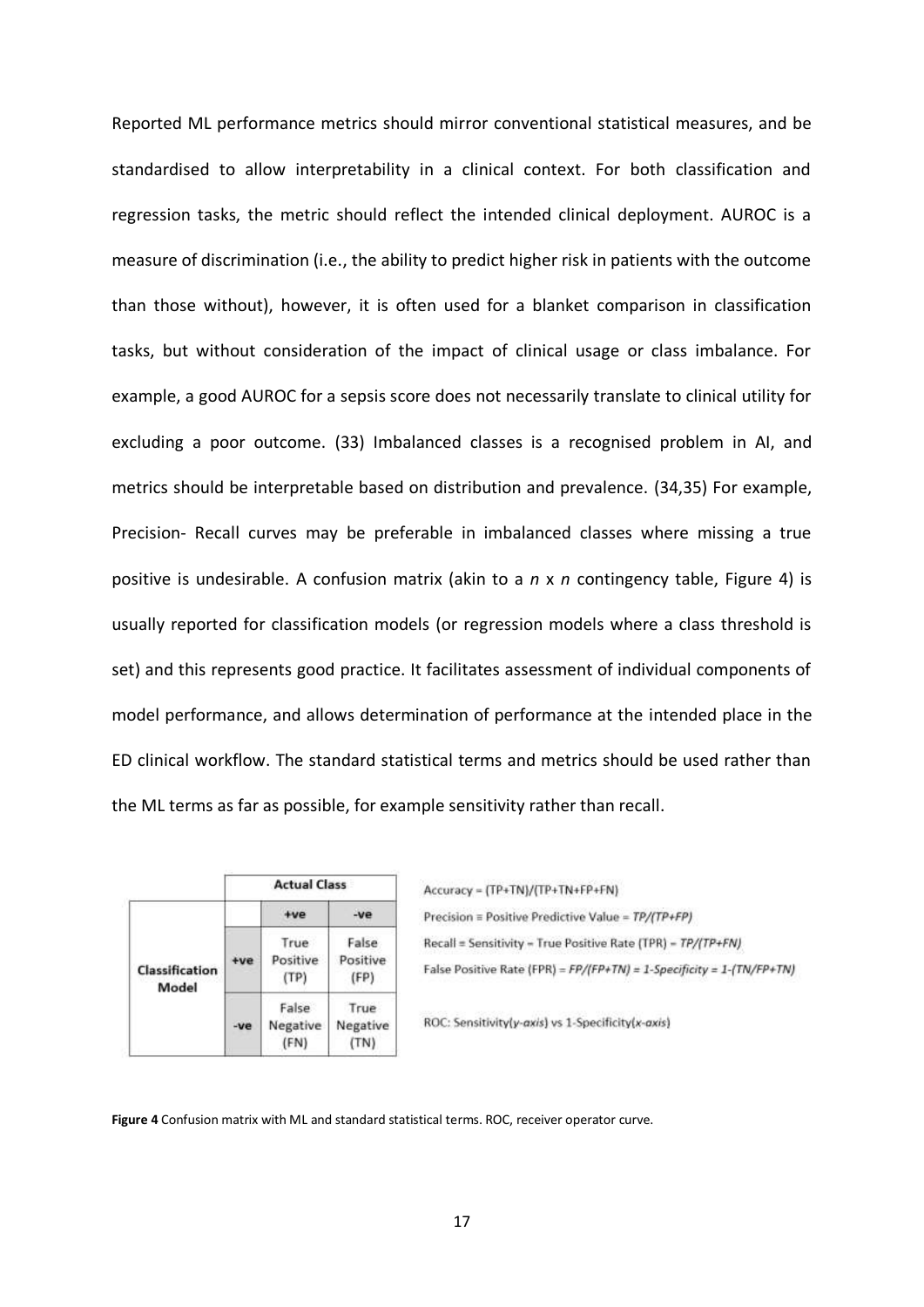Reported ML performance metrics should mirror conventional statistical measures, and be standardised to allow interpretability in a clinical context. For both classification and regression tasks, the metric should reflect the intended clinical deployment. AUROC is a measure of discrimination (i.e., the ability to predict higher risk in patients with the outcome than those without), however, it is often used for a blanket comparison in classification tasks, but without consideration of the impact of clinical usage or class imbalance. For example, a good AUROC for a sepsis score does not necessarily translate to clinical utility for excluding a poor outcome. (33) Imbalanced classes is a recognised problem in AI, and metrics should be interpretable based on distribution and prevalence. (34,35) For example, Precision- Recall curves may be preferable in imbalanced classes where missing a true positive is undesirable. A confusion matrix (akin to a *n* x *n* contingency table, Figure 4) is usually reported for classification models (or regression models where a class threshold is set) and this represents good practice. It facilitates assessment of individual components of model performance, and allows determination of performance at the intended place in the ED clinical workflow. The standard statistical terms and metrics should be used rather than the ML terms as far as possible, for example sensitivity rather than recall.

| | | Actual Class | |
|---|---|---|---|
| | | +ve | -ve |
| **Classification Model** | +ve | True Positive (TP) | False Positive (FP) |
| | -ve | False Negative (FN) | True Negative (TN) |

Accuracy = (TP+TN)/(TP+TN+FP+FN)

Precision ≡ Positive Predictive Value = *TP/(TP+FP)*

Recall = Sensitivity = True Positive Rate (TPR) = *TP/(TP+FN)*

False Positive Rate (FPR) = *FP/(FP+TN) = 1-Specificity = 1-(TN/FP+TN)*

ROC: Sensitivity(*y-axis*) vs 1-Specificity(*x-axis*)

**Figure 4** Confusion matrix with ML and standard statistical terms. ROC, receiver operator curve.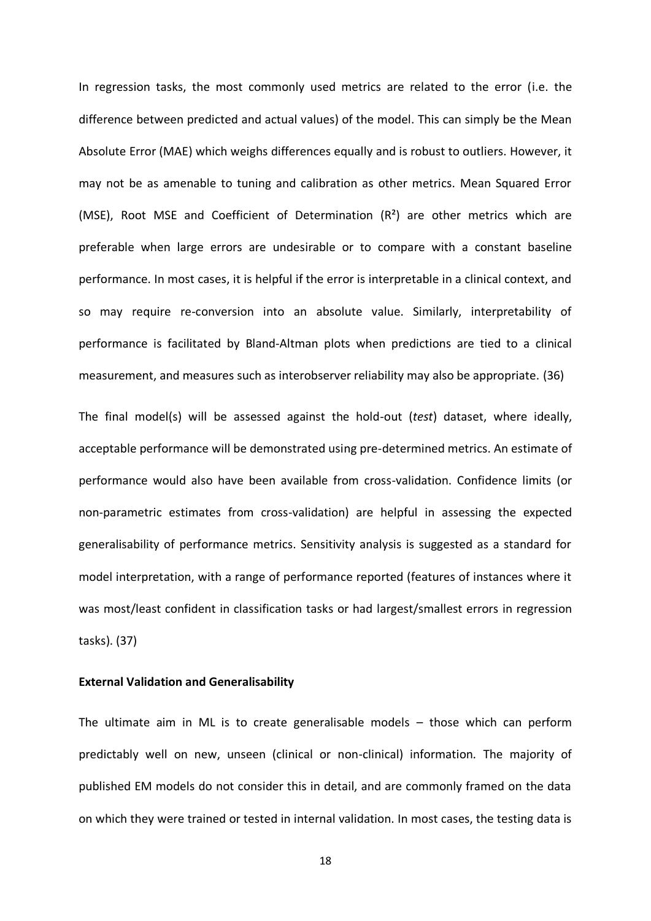In regression tasks, the most commonly used metrics are related to the error (i.e. the difference between predicted and actual values) of the model. This can simply be the Mean Absolute Error (MAE) which weighs differences equally and is robust to outliers. However, it may not be as amenable to tuning and calibration as other metrics. Mean Squared Error (MSE), Root MSE and Coefficient of Determination ($R^2$) are other metrics which are preferable when large errors are undesirable or to compare with a constant baseline performance. In most cases, it is helpful if the error is interpretable in a clinical context, and so may require re-conversion into an absolute value. Similarly, interpretability of performance is facilitated by Bland-Altman plots when predictions are tied to a clinical measurement, and measures such as interobserver reliability may also be appropriate. (36)

The final model(s) will be assessed against the hold-out (*test*) dataset, where ideally, acceptable performance will be demonstrated using pre-determined metrics. An estimate of performance would also have been available from cross-validation. Confidence limits (or non-parametric estimates from cross-validation) are helpful in assessing the expected generalisability of performance metrics. Sensitivity analysis is suggested as a standard for model interpretation, with a range of performance reported (features of instances where it was most/least confident in classification tasks or had largest/smallest errors in regression tasks). (37)

**External Validation and Generalisability**

The ultimate aim in ML is to create generalisable models – those which can perform predictably well on new, unseen (clinical or non-clinical) information. The majority of published EM models do not consider this in detail, and are commonly framed on the data on which they were trained or tested in internal validation. In most cases, the testing data is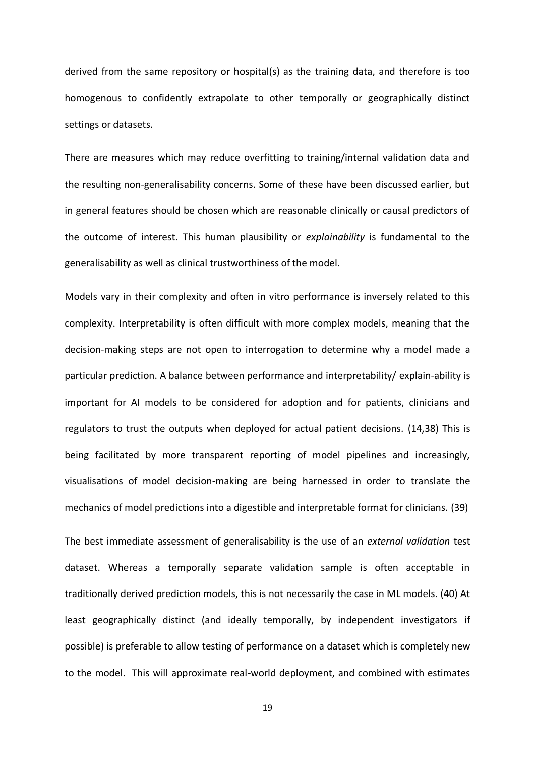derived from the same repository or hospital(s) as the training data, and therefore is too homogenous to confidently extrapolate to other temporally or geographically distinct settings or datasets.

There are measures which may reduce overfitting to training/internal validation data and the resulting non-generalisability concerns. Some of these have been discussed earlier, but in general features should be chosen which are reasonable clinically or causal predictors of the outcome of interest. This human plausibility or *explainability* is fundamental to the generalisability as well as clinical trustworthiness of the model.

Models vary in their complexity and often in vitro performance is inversely related to this complexity. Interpretability is often difficult with more complex models, meaning that the decision-making steps are not open to interrogation to determine why a model made a particular prediction. A balance between performance and interpretability/ explain-ability is important for AI models to be considered for adoption and for patients, clinicians and regulators to trust the outputs when deployed for actual patient decisions. (14,38) This is being facilitated by more transparent reporting of model pipelines and increasingly, visualisations of model decision-making are being harnessed in order to translate the mechanics of model predictions into a digestible and interpretable format for clinicians. (39)

The best immediate assessment of generalisability is the use of an *external validation* test dataset. Whereas a temporally separate validation sample is often acceptable in traditionally derived prediction models, this is not necessarily the case in ML models. (40) At least geographically distinct (and ideally temporally, by independent investigators if possible) is preferable to allow testing of performance on a dataset which is completely new to the model. This will approximate real-world deployment, and combined with estimates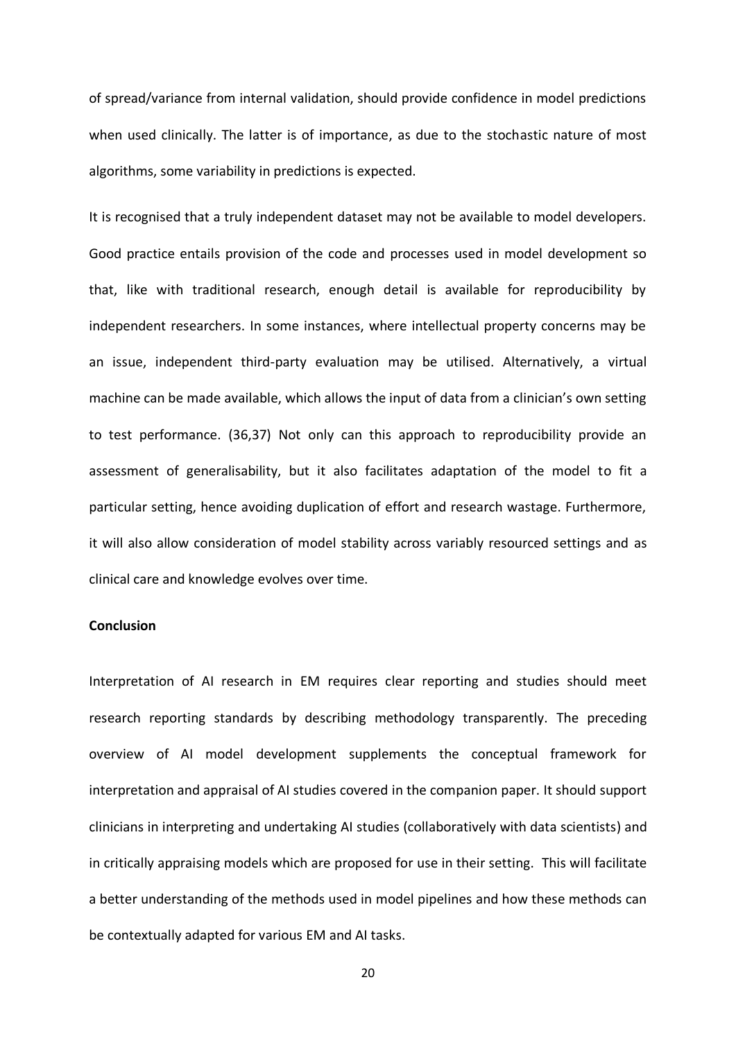of spread/variance from internal validation, should provide confidence in model predictions when used clinically. The latter is of importance, as due to the stochastic nature of most algorithms, some variability in predictions is expected.

It is recognised that a truly independent dataset may not be available to model developers. Good practice entails provision of the code and processes used in model development so that, like with traditional research, enough detail is available for reproducibility by independent researchers. In some instances, where intellectual property concerns may be an issue, independent third-party evaluation may be utilised. Alternatively, a virtual machine can be made available, which allows the input of data from a clinician's own setting to test performance. (36,37) Not only can this approach to reproducibility provide an assessment of generalisability, but it also facilitates adaptation of the model to fit a particular setting, hence avoiding duplication of effort and research wastage. Furthermore, it will also allow consideration of model stability across variably resourced settings and as clinical care and knowledge evolves over time.

**Conclusion**

Interpretation of AI research in EM requires clear reporting and studies should meet research reporting standards by describing methodology transparently. The preceding overview of AI model development supplements the conceptual framework for interpretation and appraisal of AI studies covered in the companion paper. It should support clinicians in interpreting and undertaking AI studies (collaboratively with data scientists) and in critically appraising models which are proposed for use in their setting. This will facilitate a better understanding of the methods used in model pipelines and how these methods can be contextually adapted for various EM and AI tasks.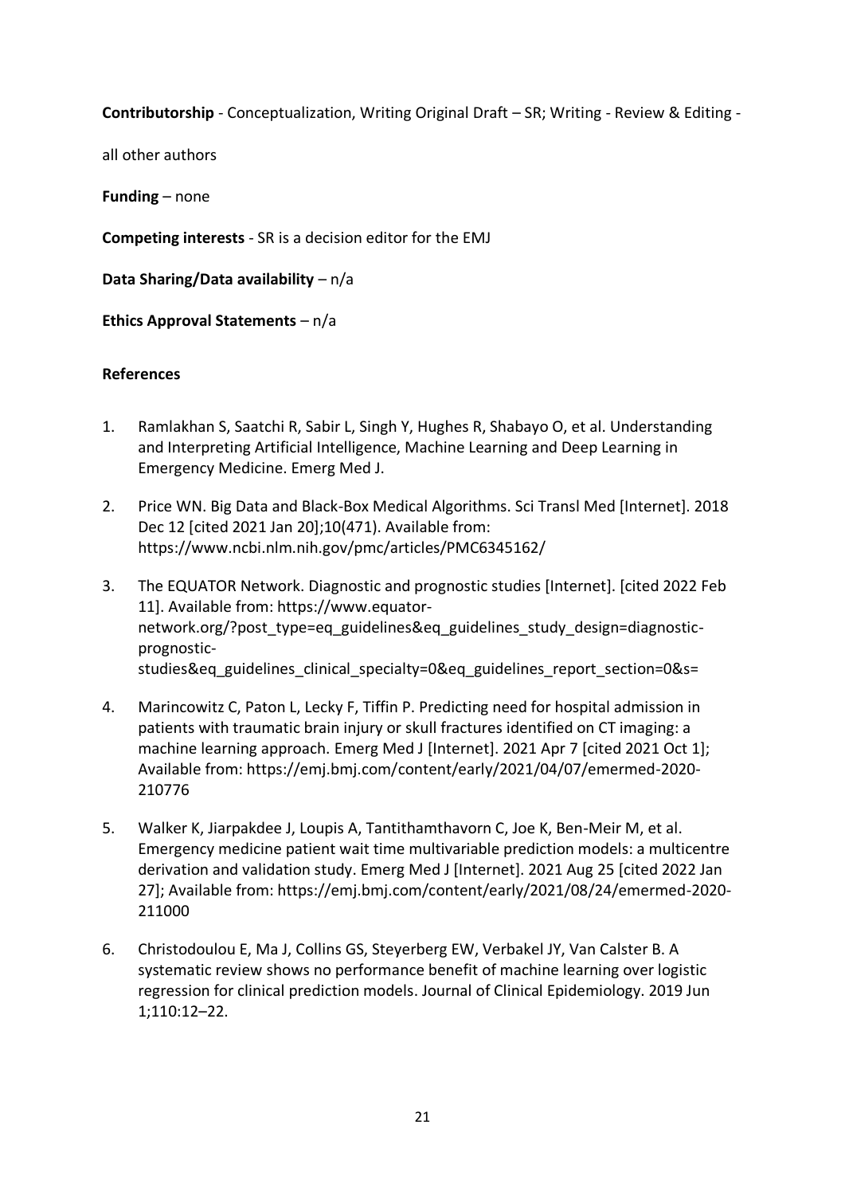**Contributorship** - Conceptualization, Writing Original Draft – SR; Writing - Review & Editing - all other authors

**Funding** – none

**Competing interests** - SR is a decision editor for the EMJ

**Data Sharing/Data availability** – n/a

**Ethics Approval Statements** – n/a

## References

1. Ramlakhan S, Saatchi R, Sabir L, Singh Y, Hughes R, Shabayo O, et al. Understanding and Interpreting Artificial Intelligence, Machine Learning and Deep Learning in Emergency Medicine. Emerg Med J.
2. Price WN. Big Data and Black-Box Medical Algorithms. Sci Transl Med [Internet]. 2018 Dec 12 [cited 2021 Jan 20];10(471). Available from: https://www.ncbi.nlm.nih.gov/pmc/articles/PMC6345162/
3. The EQUATOR Network. Diagnostic and prognostic studies [Internet]. [cited 2022 Feb 11]. Available from: https://www.equator-network.org/?post_type=eq_guidelines&eq_guidelines_study_design=diagnostic-prognostic-studies&eq_guidelines_clinical_specialty=0&eq_guidelines_report_section=0&s=
4. Marincowitz C, Paton L, Lecky F, Tiffin P. Predicting need for hospital admission in patients with traumatic brain injury or skull fractures identified on CT imaging: a machine learning approach. Emerg Med J [Internet]. 2021 Apr 7 [cited 2021 Oct 1]; Available from: https://emj.bmj.com/content/early/2021/04/07/emermed-2020-210776
5. Walker K, Jiarpakdee J, Loupis A, Tantithamthavorn C, Joe K, Ben-Meir M, et al. Emergency medicine patient wait time multivariable prediction models: a multicentre derivation and validation study. Emerg Med J [Internet]. 2021 Aug 25 [cited 2022 Jan 27]; Available from: https://emj.bmj.com/content/early/2021/08/24/emermed-2020-211000
6. Christodoulou E, Ma J, Collins GS, Steyerberg EW, Verbakel JY, Van Calster B. A systematic review shows no performance benefit of machine learning over logistic regression for clinical prediction models. Journal of Clinical Epidemiology. 2019 Jun 1;110:12–22.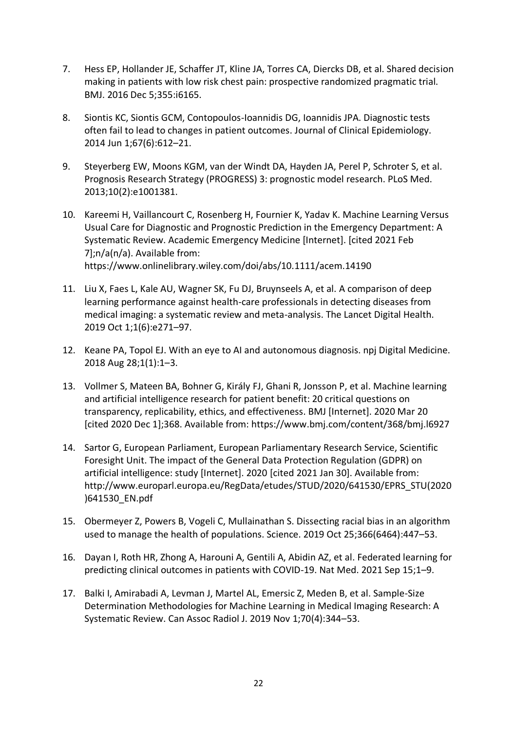7. Hess EP, Hollander JE, Schaffer JT, Kline JA, Torres CA, Diercks DB, et al. Shared decision making in patients with low risk chest pain: prospective randomized pragmatic trial. BMJ. 2016 Dec 5;355:i6165.

8. Siontis KC, Siontis GCM, Contopoulos-Ioannidis DG, Ioannidis JPA. Diagnostic tests often fail to lead to changes in patient outcomes. Journal of Clinical Epidemiology. 2014 Jun 1;67(6):612–21.

9. Steyerberg EW, Moons KGM, van der Windt DA, Hayden JA, Perel P, Schroter S, et al. Prognosis Research Strategy (PROGRESS) 3: prognostic model research. PLoS Med. 2013;10(2):e1001381.

10. Kareemi H, Vaillancourt C, Rosenberg H, Fournier K, Yadav K. Machine Learning Versus Usual Care for Diagnostic and Prognostic Prediction in the Emergency Department: A Systematic Review. Academic Emergency Medicine [Internet]. [cited 2021 Feb 7];n/a(n/a). Available from: https://www.onlinelibrary.wiley.com/doi/abs/10.1111/acem.14190

11. Liu X, Faes L, Kale AU, Wagner SK, Fu DJ, Bruynseels A, et al. A comparison of deep learning performance against health-care professionals in detecting diseases from medical imaging: a systematic review and meta-analysis. The Lancet Digital Health. 2019 Oct 1;1(6):e271–97.

12. Keane PA, Topol EJ. With an eye to AI and autonomous diagnosis. npj Digital Medicine. 2018 Aug 28;1(1):1–3.

13. Vollmer S, Mateen BA, Bohner G, Király FJ, Ghani R, Jonsson P, et al. Machine learning and artificial intelligence research for patient benefit: 20 critical questions on transparency, replicability, ethics, and effectiveness. BMJ [Internet]. 2020 Mar 20 [cited 2020 Dec 1];368. Available from: https://www.bmj.com/content/368/bmj.l6927

14. Sartor G, European Parliament, European Parliamentary Research Service, Scientific Foresight Unit. The impact of the General Data Protection Regulation (GDPR) on artificial intelligence: study [Internet]. 2020 [cited 2021 Jan 30]. Available from: http://www.europarl.europa.eu/RegData/etudes/STUD/2020/641530/EPRS_STU(2020)641530_EN.pdf

15. Obermeyer Z, Powers B, Vogeli C, Mullainathan S. Dissecting racial bias in an algorithm used to manage the health of populations. Science. 2019 Oct 25;366(6464):447–53.

16. Dayan I, Roth HR, Zhong A, Harouni A, Gentili A, Abidin AZ, et al. Federated learning for predicting clinical outcomes in patients with COVID-19. Nat Med. 2021 Sep 15;1–9.

17. Balki I, Amirabadi A, Levman J, Martel AL, Emersic Z, Meden B, et al. Sample-Size Determination Methodologies for Machine Learning in Medical Imaging Research: A Systematic Review. Can Assoc Radiol J. 2019 Nov 1;70(4):344–53.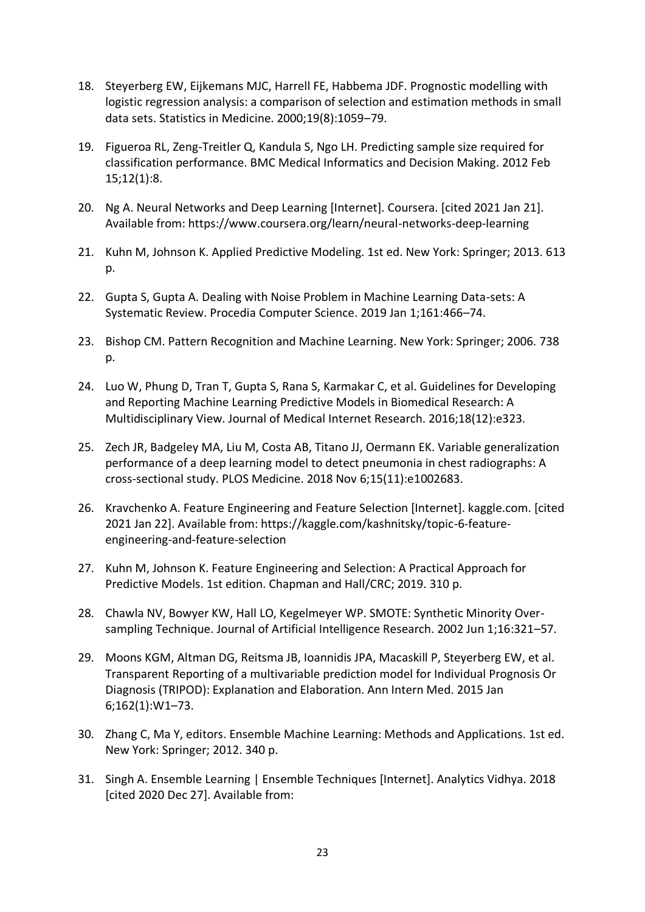18. Steyerberg EW, Eijkemans MJC, Harrell FE, Habbema JDF. Prognostic modelling with logistic regression analysis: a comparison of selection and estimation methods in small data sets. Statistics in Medicine. 2000;19(8):1059–79.

19. Figueroa RL, Zeng-Treitler Q, Kandula S, Ngo LH. Predicting sample size required for classification performance. BMC Medical Informatics and Decision Making. 2012 Feb 15;12(1):8.

20. Ng A. Neural Networks and Deep Learning [Internet]. Coursera. [cited 2021 Jan 21]. Available from: https://www.coursera.org/learn/neural-networks-deep-learning

21. Kuhn M, Johnson K. Applied Predictive Modeling. 1st ed. New York: Springer; 2013. 613 p.

22. Gupta S, Gupta A. Dealing with Noise Problem in Machine Learning Data-sets: A Systematic Review. Procedia Computer Science. 2019 Jan 1;161:466–74.

23. Bishop CM. Pattern Recognition and Machine Learning. New York: Springer; 2006. 738 p.

24. Luo W, Phung D, Tran T, Gupta S, Rana S, Karmakar C, et al. Guidelines for Developing and Reporting Machine Learning Predictive Models in Biomedical Research: A Multidisciplinary View. Journal of Medical Internet Research. 2016;18(12):e323.

25. Zech JR, Badgeley MA, Liu M, Costa AB, Titano JJ, Oermann EK. Variable generalization performance of a deep learning model to detect pneumonia in chest radiographs: A cross-sectional study. PLOS Medicine. 2018 Nov 6;15(11):e1002683.

26. Kravchenko A. Feature Engineering and Feature Selection [Internet]. kaggle.com. [cited 2021 Jan 22]. Available from: https://kaggle.com/kashnitsky/topic-6-feature-engineering-and-feature-selection

27. Kuhn M, Johnson K. Feature Engineering and Selection: A Practical Approach for Predictive Models. 1st edition. Chapman and Hall/CRC; 2019. 310 p.

28. Chawla NV, Bowyer KW, Hall LO, Kegelmeyer WP. SMOTE: Synthetic Minority Over-sampling Technique. Journal of Artificial Intelligence Research. 2002 Jun 1;16:321–57.

29. Moons KGM, Altman DG, Reitsma JB, Ioannidis JPA, Macaskill P, Steyerberg EW, et al. Transparent Reporting of a multivariable prediction model for Individual Prognosis Or Diagnosis (TRIPOD): Explanation and Elaboration. Ann Intern Med. 2015 Jan 6;162(1):W1–73.

30. Zhang C, Ma Y, editors. Ensemble Machine Learning: Methods and Applications. 1st ed. New York: Springer; 2012. 340 p.

31. Singh A. Ensemble Learning | Ensemble Techniques [Internet]. Analytics Vidhya. 2018 [cited 2020 Dec 27]. Available from: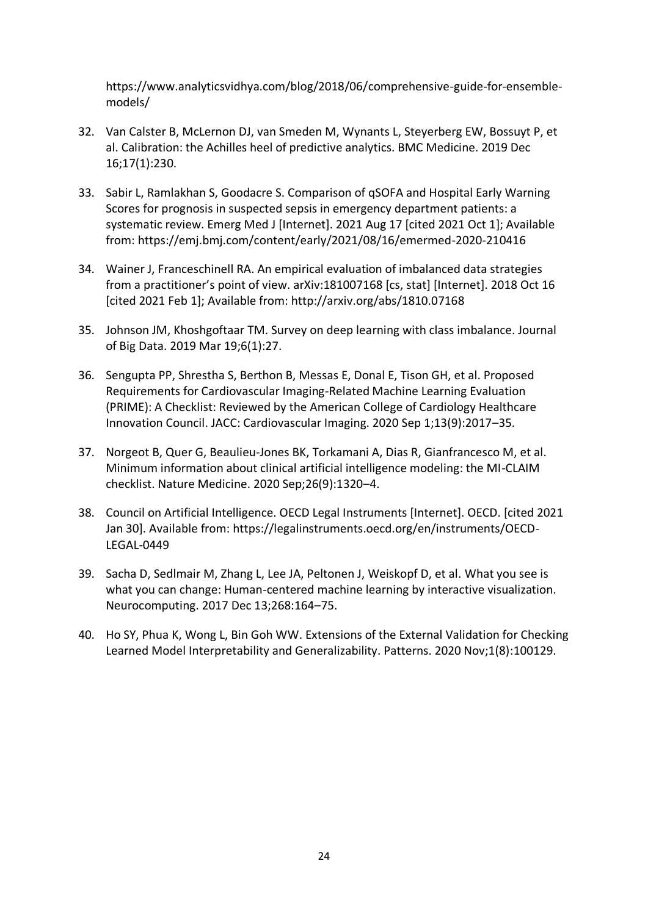https://www.analyticsvidhya.com/blog/2018/06/comprehensive-guide-for-ensemble-models/

32. Van Calster B, McLernon DJ, van Smeden M, Wynants L, Steyerberg EW, Bossuyt P, et al. Calibration: the Achilles heel of predictive analytics. BMC Medicine. 2019 Dec 16;17(1):230.

33. Sabir L, Ramlakhan S, Goodacre S. Comparison of qSOFA and Hospital Early Warning Scores for prognosis in suspected sepsis in emergency department patients: a systematic review. Emerg Med J [Internet]. 2021 Aug 17 [cited 2021 Oct 1]; Available from: https://emj.bmj.com/content/early/2021/08/16/emermed-2020-210416

34. Wainer J, Franceschinell RA. An empirical evaluation of imbalanced data strategies from a practitioner's point of view. arXiv:181007168 [cs, stat] [Internet]. 2018 Oct 16 [cited 2021 Feb 1]; Available from: http://arxiv.org/abs/1810.07168

35. Johnson JM, Khoshgoftaar TM. Survey on deep learning with class imbalance. Journal of Big Data. 2019 Mar 19;6(1):27.

36. Sengupta PP, Shrestha S, Berthon B, Messas E, Donal E, Tison GH, et al. Proposed Requirements for Cardiovascular Imaging-Related Machine Learning Evaluation (PRIME): A Checklist: Reviewed by the American College of Cardiology Healthcare Innovation Council. JACC: Cardiovascular Imaging. 2020 Sep 1;13(9):2017–35.

37. Norgeot B, Quer G, Beaulieu-Jones BK, Torkamani A, Dias R, Gianfrancesco M, et al. Minimum information about clinical artificial intelligence modeling: the MI-CLAIM checklist. Nature Medicine. 2020 Sep;26(9):1320–4.

38. Council on Artificial Intelligence. OECD Legal Instruments [Internet]. OECD. [cited 2021 Jan 30]. Available from: https://legalinstruments.oecd.org/en/instruments/OECD-LEGAL-0449

39. Sacha D, Sedlmair M, Zhang L, Lee JA, Peltonen J, Weiskopf D, et al. What you see is what you can change: Human-centered machine learning by interactive visualization. Neurocomputing. 2017 Dec 13;268:164–75.

40. Ho SY, Phua K, Wong L, Bin Goh WW. Extensions of the External Validation for Checking Learned Model Interpretability and Generalizability. Patterns. 2020 Nov;1(8):100129.